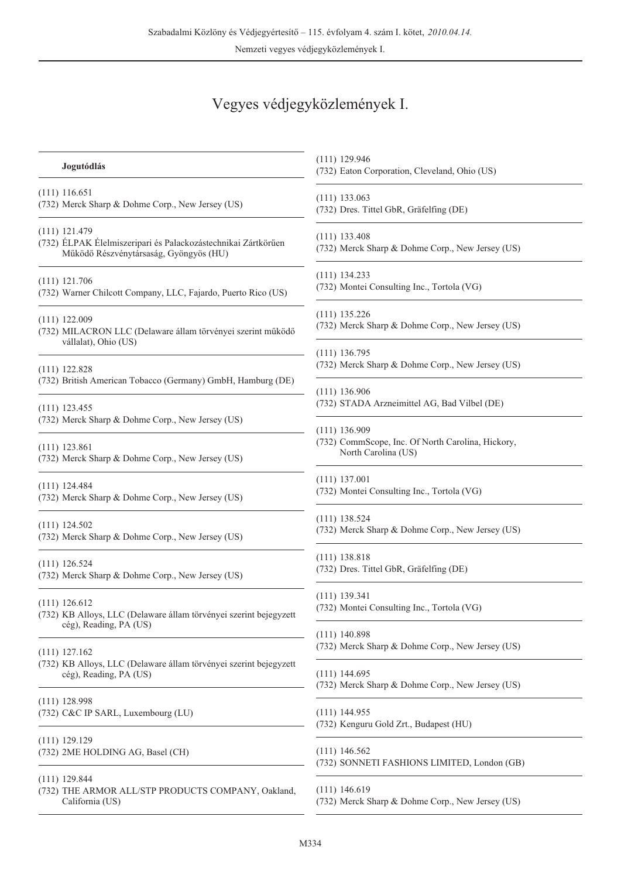# Vegyes védjegyközlemények I.

**Jogutódlás**

(111) 116.651
(732) Merck Sharp & Dohme Corp., New Jersey (US)

(111) 121.479
(732) ÉLPAK Élelmiszeripari és Palackozástechnikai Zártkörűen Működő Részvénytársaság, Gyöngyös (HU)

(111) 121.706
(732) Warner Chilcott Company, LLC, Fajardo, Puerto Rico (US)

(111) 122.009
(732) MILACRON LLC (Delaware állam törvényei szerint működő vállalat), Ohio (US)

(111) 122.828
(732) British American Tobacco (Germany) GmbH, Hamburg (DE)

(111) 123.455
(732) Merck Sharp & Dohme Corp., New Jersey (US)

(111) 123.861
(732) Merck Sharp & Dohme Corp., New Jersey (US)

(111) 124.484
(732) Merck Sharp & Dohme Corp., New Jersey (US)

(111) 124.502
(732) Merck Sharp & Dohme Corp., New Jersey (US)

(111) 126.524
(732) Merck Sharp & Dohme Corp., New Jersey (US)

(111) 126.612
(732) KB Alloys, LLC (Delaware állam törvényei szerint bejegyzett cég), Reading, PA (US)

(111) 127.162
(732) KB Alloys, LLC (Delaware állam törvényei szerint bejegyzett cég), Reading, PA (US)

(111) 128.998
(732) C&C IP SARL, Luxembourg (LU)

(111) 129.129
(732) 2ME HOLDING AG, Basel (CH)

(111) 129.844
(732) THE ARMOR ALL/STP PRODUCTS COMPANY, Oakland, California (US)

(111) 129.946
(732) Eaton Corporation, Cleveland, Ohio (US)

(111) 133.063
(732) Dres. Tittel GbR, Gräfelfing (DE)

(111) 133.408
(732) Merck Sharp & Dohme Corp., New Jersey (US)

(111) 134.233
(732) Montei Consulting Inc., Tortola (VG)

(111) 135.226
(732) Merck Sharp & Dohme Corp., New Jersey (US)

(111) 136.795
(732) Merck Sharp & Dohme Corp., New Jersey (US)

(111) 136.906
(732) STADA Arzneimittel AG, Bad Vilbel (DE)

(111) 136.909
(732) CommScope, Inc. Of North Carolina, Hickory, North Carolina (US)

(111) 137.001
(732) Montei Consulting Inc., Tortola (VG)

(111) 138.524
(732) Merck Sharp & Dohme Corp., New Jersey (US)

(111) 138.818
(732) Dres. Tittel GbR, Gräfelfing (DE)

(111) 139.341
(732) Montei Consulting Inc., Tortola (VG)

(111) 140.898
(732) Merck Sharp & Dohme Corp., New Jersey (US)

(111) 144.695
(732) Merck Sharp & Dohme Corp., New Jersey (US)

(111) 144.955
(732) Kenguru Gold Zrt., Budapest (HU)

(111) 146.562
(732) SONNETI FASHIONS LIMITED, London (GB)

(111) 146.619
(732) Merck Sharp & Dohme Corp., New Jersey (US)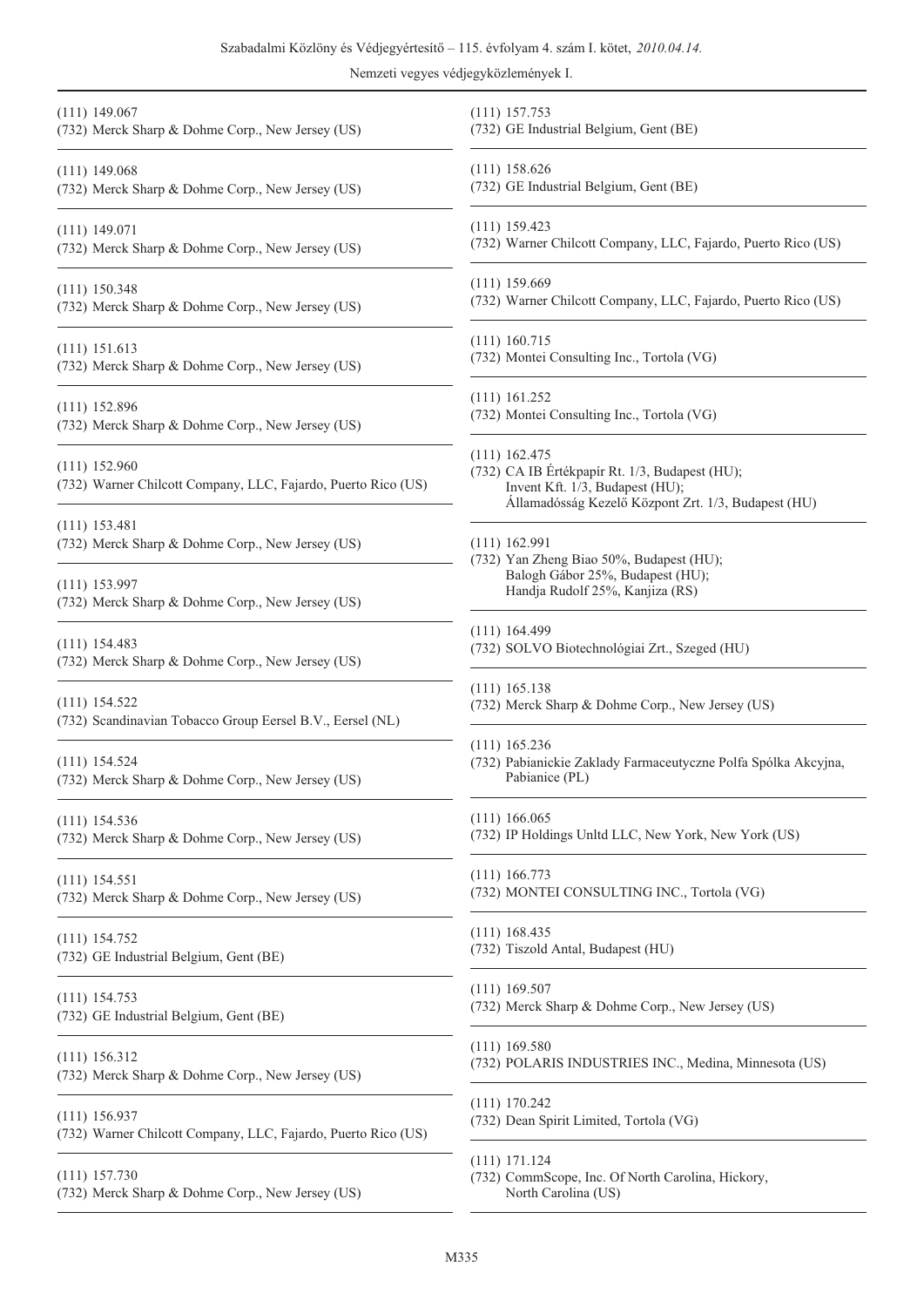(111) 149.067
(732) Merck Sharp & Dohme Corp., New Jersey (US)

(111) 149.068
(732) Merck Sharp & Dohme Corp., New Jersey (US)

(111) 149.071
(732) Merck Sharp & Dohme Corp., New Jersey (US)

(111) 150.348
(732) Merck Sharp & Dohme Corp., New Jersey (US)

(111) 151.613
(732) Merck Sharp & Dohme Corp., New Jersey (US)

(111) 152.896
(732) Merck Sharp & Dohme Corp., New Jersey (US)

(111) 152.960
(732) Warner Chilcott Company, LLC, Fajardo, Puerto Rico (US)

(111) 153.481
(732) Merck Sharp & Dohme Corp., New Jersey (US)

(111) 153.997
(732) Merck Sharp & Dohme Corp., New Jersey (US)

(111) 154.483
(732) Merck Sharp & Dohme Corp., New Jersey (US)

(111) 154.522
(732) Scandinavian Tobacco Group Eersel B.V., Eersel (NL)

(111) 154.524
(732) Merck Sharp & Dohme Corp., New Jersey (US)

(111) 154.536
(732) Merck Sharp & Dohme Corp., New Jersey (US)

(111) 154.551
(732) Merck Sharp & Dohme Corp., New Jersey (US)

(111) 154.752
(732) GE Industrial Belgium, Gent (BE)

(111) 154.753
(732) GE Industrial Belgium, Gent (BE)

(111) 156.312
(732) Merck Sharp & Dohme Corp., New Jersey (US)

(111) 156.937
(732) Warner Chilcott Company, LLC, Fajardo, Puerto Rico (US)

(111) 157.730
(732) Merck Sharp & Dohme Corp., New Jersey (US)

(111) 157.753
(732) GE Industrial Belgium, Gent (BE)

(111) 158.626
(732) GE Industrial Belgium, Gent (BE)

(111) 159.423
(732) Warner Chilcott Company, LLC, Fajardo, Puerto Rico (US)

(111) 159.669
(732) Warner Chilcott Company, LLC, Fajardo, Puerto Rico (US)

(111) 160.715
(732) Montei Consulting Inc., Tortola (VG)

(111) 161.252
(732) Montei Consulting Inc., Tortola (VG)

(111) 162.475
(732) CA IB Értékpapír Rt. 1/3, Budapest (HU);
Invent Kft. 1/3, Budapest (HU);
Államadósság Kezelő Központ Zrt. 1/3, Budapest (HU)

(111) 162.991
(732) Yan Zheng Biao 50%, Budapest (HU);
Balogh Gábor 25%, Budapest (HU);
Handja Rudolf 25%, Kanjiza (RS)

(111) 164.499
(732) SOLVO Biotechnológiai Zrt., Szeged (HU)

(111) 165.138
(732) Merck Sharp & Dohme Corp., New Jersey (US)

(111) 165.236
(732) Pabianickie Zaklady Farmaceutyczne Polfa Spólka Akcyjna, Pabianice (PL)

(111) 166.065
(732) IP Holdings Unltd LLC, New York, New York (US)

(111) 166.773
(732) MONTEI CONSULTING INC., Tortola (VG)

(111) 168.435
(732) Tiszold Antal, Budapest (HU)

(111) 169.507
(732) Merck Sharp & Dohme Corp., New Jersey (US)

(111) 169.580
(732) POLARIS INDUSTRIES INC., Medina, Minnesota (US)

(111) 170.242
(732) Dean Spirit Limited, Tortola (VG)

(111) 171.124
(732) CommScope, Inc. Of North Carolina, Hickory, North Carolina (US)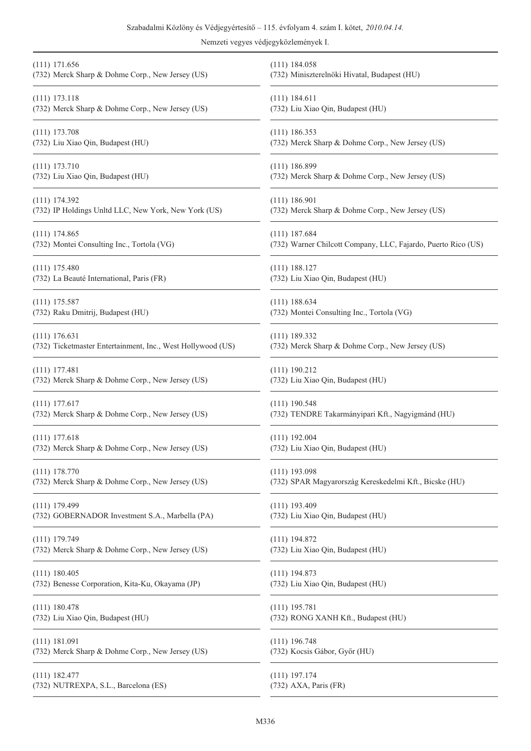(111) 171.656
(732) Merck Sharp & Dohme Corp., New Jersey (US)

(111) 173.118
(732) Merck Sharp & Dohme Corp., New Jersey (US)

(111) 173.708
(732) Liu Xiao Qin, Budapest (HU)

(111) 173.710
(732) Liu Xiao Qin, Budapest (HU)

(111) 174.392
(732) IP Holdings Unltd LLC, New York, New York (US)

(111) 174.865
(732) Montei Consulting Inc., Tortola (VG)

(111) 175.480
(732) La Beauté International, Paris (FR)

(111) 175.587
(732) Raku Dmitrij, Budapest (HU)

(111) 176.631
(732) Ticketmaster Entertainment, Inc., West Hollywood (US)

(111) 177.481
(732) Merck Sharp & Dohme Corp., New Jersey (US)

(111) 177.617
(732) Merck Sharp & Dohme Corp., New Jersey (US)

(111) 177.618
(732) Merck Sharp & Dohme Corp., New Jersey (US)

(111) 178.770
(732) Merck Sharp & Dohme Corp., New Jersey (US)

(111) 179.499
(732) GOBERNADOR Investment S.A., Marbella (PA)

(111) 179.749
(732) Merck Sharp & Dohme Corp., New Jersey (US)

(111) 180.405
(732) Benesse Corporation, Kita-Ku, Okayama (JP)

(111) 180.478
(732) Liu Xiao Qin, Budapest (HU)

(111) 181.091
(732) Merck Sharp & Dohme Corp., New Jersey (US)

(111) 182.477
(732) NUTREXPA, S.L., Barcelona (ES)

(111) 184.058
(732) Miniszterelnöki Hivatal, Budapest (HU)

(111) 184.611
(732) Liu Xiao Qin, Budapest (HU)

(111) 186.353
(732) Merck Sharp & Dohme Corp., New Jersey (US)

(111) 186.899
(732) Merck Sharp & Dohme Corp., New Jersey (US)

(111) 186.901
(732) Merck Sharp & Dohme Corp., New Jersey (US)

(111) 187.684
(732) Warner Chilcott Company, LLC, Fajardo, Puerto Rico (US)

(111) 188.127
(732) Liu Xiao Qin, Budapest (HU)

(111) 188.634
(732) Montei Consulting Inc., Tortola (VG)

(111) 189.332
(732) Merck Sharp & Dohme Corp., New Jersey (US)

(111) 190.212
(732) Liu Xiao Qin, Budapest (HU)

(111) 190.548
(732) TENDRE Takarmányipari Kft., Nagyigmánd (HU)

(111) 192.004
(732) Liu Xiao Qin, Budapest (HU)

(111) 193.098
(732) SPAR Magyarország Kereskedelmi Kft., Bicske (HU)

(111) 193.409
(732) Liu Xiao Qin, Budapest (HU)

(111) 194.872
(732) Liu Xiao Qin, Budapest (HU)

(111) 194.873
(732) Liu Xiao Qin, Budapest (HU)

(111) 195.781
(732) RONG XANH Kft., Budapest (HU)

(111) 196.748
(732) Kocsis Gábor, Győr (HU)

(111) 197.174
(732) AXA, Paris (FR)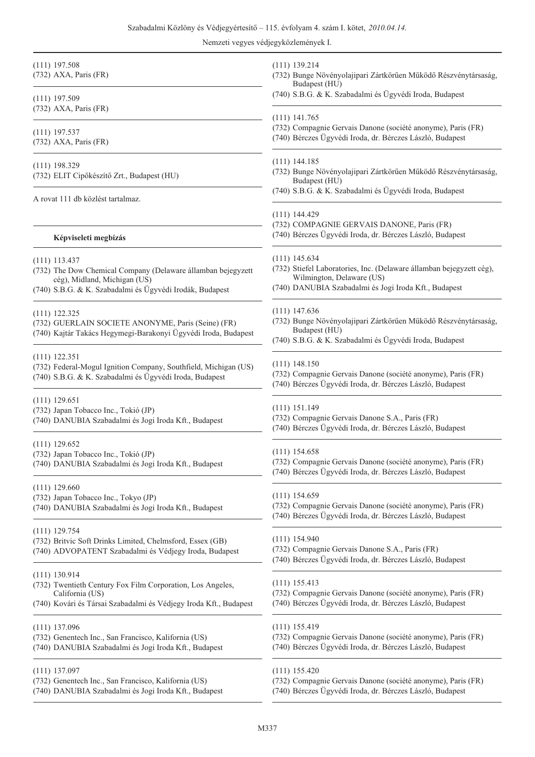(111) 197.508
(732) AXA, Paris (FR)

(111) 197.509
(732) AXA, Paris (FR)

(111) 197.537
(732) AXA, Paris (FR)

(111) 198.329
(732) ELIT Cipőkészítő Zrt., Budapest (HU)

A rovat 111 db közlést tartalmaz.

### Képviseleti megbízás

(111) 113.437
(732) The Dow Chemical Company (Delaware államban bejegyzett cég), Midland, Michigan (US)
(740) S.B.G. & K. Szabadalmi és Ügyvédi Irodák, Budapest

(111) 122.325
(732) GUERLAIN SOCIETE ANONYME, Paris (Seine) (FR)
(740) Kajtár Takács Hegymegi-Barakonyi Ügyvédi Iroda, Budapest

(111) 122.351
(732) Federal-Mogul Ignition Company, Southfield, Michigan (US)
(740) S.B.G. & K. Szabadalmi és Ügyvédi Iroda, Budapest

(111) 129.651
(732) Japan Tobacco Inc., Tokió (JP)
(740) DANUBIA Szabadalmi és Jogi Iroda Kft., Budapest

(111) 129.652
(732) Japan Tobacco Inc., Tokió (JP)
(740) DANUBIA Szabadalmi és Jogi Iroda Kft., Budapest

(111) 129.660
(732) Japan Tobacco Inc., Tokyo (JP)
(740) DANUBIA Szabadalmi és Jogi Iroda Kft., Budapest

(111) 129.754
(732) Britvic Soft Drinks Limited, Chelmsford, Essex (GB)
(740) ADVOPATENT Szabadalmi és Védjegy Iroda, Budapest

(111) 130.914
(732) Twentieth Century Fox Film Corporation, Los Angeles, California (US)
(740) Kovári és Társai Szabadalmi és Védjegy Iroda Kft., Budapest

(111) 137.096
(732) Genentech Inc., San Francisco, Kalifornia (US)
(740) DANUBIA Szabadalmi és Jogi Iroda Kft., Budapest

(111) 137.097
(732) Genentech Inc., San Francisco, Kalifornia (US)
(740) DANUBIA Szabadalmi és Jogi Iroda Kft., Budapest

(111) 139.214
(732) Bunge Növényolajipari Zártkörűen Működő Részvénytársaság, Budapest (HU)
(740) S.B.G. & K. Szabadalmi és Ügyvédi Iroda, Budapest

(111) 141.765
(732) Compagnie Gervais Danone (société anonyme), Paris (FR)
(740) Bérczes Ügyvédi Iroda, dr. Bérczes László, Budapest

(111) 144.185
(732) Bunge Növényolajipari Zártkörűen Működő Részvénytársaság, Budapest (HU)
(740) S.B.G. & K. Szabadalmi és Ügyvédi Iroda, Budapest

(111) 144.429
(732) COMPAGNIE GERVAIS DANONE, Paris (FR)
(740) Bérczes Ügyvédi Iroda, dr. Bérczes László, Budapest

(111) 145.634
(732) Stiefel Laboratories, Inc. (Delaware államban bejegyzett cég), Wilmington, Delaware (US)
(740) DANUBIA Szabadalmi és Jogi Iroda Kft., Budapest

(111) 147.636
(732) Bunge Növényolajipari Zártkörűen Működő Részvénytársaság, Budapest (HU)
(740) S.B.G. & K. Szabadalmi és Ügyvédi Iroda, Budapest

(111) 148.150
(732) Compagnie Gervais Danone (société anonyme), Paris (FR)
(740) Bérczes Ügyvédi Iroda, dr. Bérczes László, Budapest

(111) 151.149
(732) Compagnie Gervais Danone S.A., Paris (FR)
(740) Bérczes Ügyvédi Iroda, dr. Bérczes László, Budapest

(111) 154.658
(732) Compagnie Gervais Danone (société anonyme), Paris (FR)
(740) Bérczes Ügyvédi Iroda, dr. Bérczes László, Budapest

(111) 154.659
(732) Compagnie Gervais Danone (société anonyme), Paris (FR)
(740) Bérczes Ügyvédi Iroda, dr. Bérczes László, Budapest

(111) 154.940
(732) Compagnie Gervais Danone S.A., Paris (FR)
(740) Bérczes Ügyvédi Iroda, dr. Bérczes László, Budapest

(111) 155.413
(732) Compagnie Gervais Danone (société anonyme), Paris (FR)
(740) Bérczes Ügyvédi Iroda, dr. Bérczes László, Budapest

(111) 155.419
(732) Compagnie Gervais Danone (société anonyme), Paris (FR)
(740) Bérczes Ügyvédi Iroda, dr. Bérczes László, Budapest

(111) 155.420
(732) Compagnie Gervais Danone (société anonyme), Paris (FR)
(740) Bérczes Ügyvédi Iroda, dr. Bérczes László, Budapest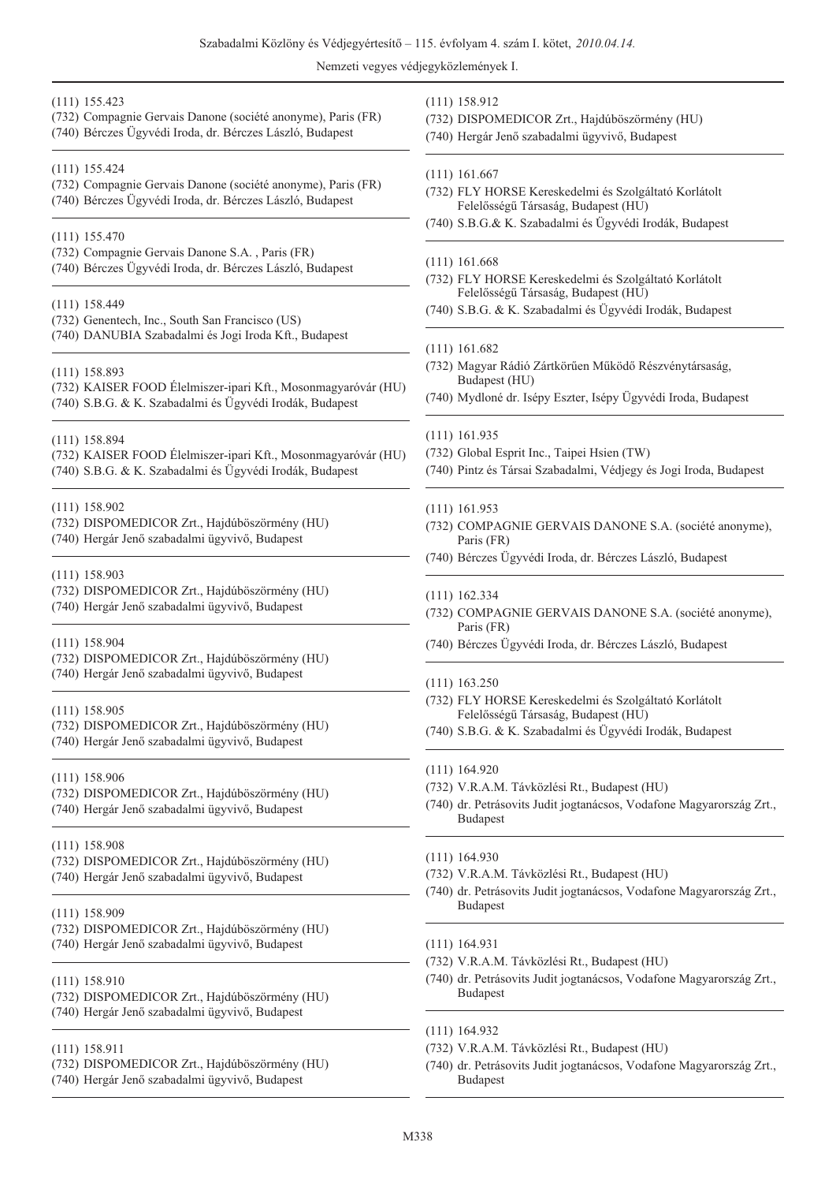(111) 155.423
(732) Compagnie Gervais Danone (société anonyme), Paris (FR)
(740) Bérczes Ügyvédi Iroda, dr. Bérczes László, Budapest

---

(111) 155.424
(732) Compagnie Gervais Danone (société anonyme), Paris (FR)
(740) Bérczes Ügyvédi Iroda, dr. Bérczes László, Budapest

---

(111) 155.470
(732) Compagnie Gervais Danone S.A. , Paris (FR)
(740) Bérczes Ügyvédi Iroda, dr. Bérczes László, Budapest

---

(111) 158.449
(732) Genentech, Inc., South San Francisco (US)
(740) DANUBIA Szabadalmi és Jogi Iroda Kft., Budapest

---

(111) 158.893
(732) KAISER FOOD Élelmiszer-ipari Kft., Mosonmagyaróvár (HU)
(740) S.B.G. & K. Szabadalmi és Ügyvédi Irodák, Budapest

---

(111) 158.894
(732) KAISER FOOD Élelmiszer-ipari Kft., Mosonmagyaróvár (HU)
(740) S.B.G. & K. Szabadalmi és Ügyvédi Irodák, Budapest

---

(111) 158.902
(732) DISPOMEDICOR Zrt., Hajdúböszörmény (HU)
(740) Hergár Jenő szabadalmi ügyvivő, Budapest

---

(111) 158.903
(732) DISPOMEDICOR Zrt., Hajdúböszörmény (HU)
(740) Hergár Jenő szabadalmi ügyvivő, Budapest

---

(111) 158.904
(732) DISPOMEDICOR Zrt., Hajdúböszörmény (HU)
(740) Hergár Jenő szabadalmi ügyvivő, Budapest

---

(111) 158.905
(732) DISPOMEDICOR Zrt., Hajdúböszörmény (HU)
(740) Hergár Jenő szabadalmi ügyvivő, Budapest

---

(111) 158.906
(732) DISPOMEDICOR Zrt., Hajdúböszörmény (HU)
(740) Hergár Jenő szabadalmi ügyvivő, Budapest

---

(111) 158.908
(732) DISPOMEDICOR Zrt., Hajdúböszörmény (HU)
(740) Hergár Jenő szabadalmi ügyvivő, Budapest

---

(111) 158.909
(732) DISPOMEDICOR Zrt., Hajdúböszörmény (HU)
(740) Hergár Jenő szabadalmi ügyvivő, Budapest

---

(111) 158.910
(732) DISPOMEDICOR Zrt., Hajdúböszörmény (HU)
(740) Hergár Jenő szabadalmi ügyvivő, Budapest

---

(111) 158.911
(732) DISPOMEDICOR Zrt., Hajdúböszörmény (HU)
(740) Hergár Jenő szabadalmi ügyvivő, Budapest

---

(111) 158.912
(732) DISPOMEDICOR Zrt., Hajdúböszörmény (HU)
(740) Hergár Jenő szabadalmi ügyvivő, Budapest

---

(111) 161.667
(732) FLY HORSE Kereskedelmi és Szolgáltató Korlátolt Felelősségű Társaság, Budapest (HU)
(740) S.B.G.& K. Szabadalmi és Ügyvédi Irodák, Budapest

---

(111) 161.668
(732) FLY HORSE Kereskedelmi és Szolgáltató Korlátolt Felelősségű Társaság, Budapest (HU)
(740) S.B.G. & K. Szabadalmi és Ügyvédi Irodák, Budapest

---

(111) 161.682
(732) Magyar Rádió Zártkörűen Működő Részvénytársaság, Budapest (HU)
(740) Mydloné dr. Isépy Eszter, Isépy Ügyvédi Iroda, Budapest

---

(111) 161.935
(732) Global Esprit Inc., Taipei Hsien (TW)
(740) Pintz és Társai Szabadalmi, Védjegy és Jogi Iroda, Budapest

---

(111) 161.953
(732) COMPAGNIE GERVAIS DANONE S.A. (société anonyme), Paris (FR)
(740) Bérczes Ügyvédi Iroda, dr. Bérczes László, Budapest

---

(111) 162.334
(732) COMPAGNIE GERVAIS DANONE S.A. (société anonyme), Paris (FR)
(740) Bérczes Ügyvédi Iroda, dr. Bérczes László, Budapest

---

(111) 163.250
(732) FLY HORSE Kereskedelmi és Szolgáltató Korlátolt Felelősségű Társaság, Budapest (HU)
(740) S.B.G. & K. Szabadalmi és Ügyvédi Irodák, Budapest

---

(111) 164.920
(732) V.R.A.M. Távközlési Rt., Budapest (HU)
(740) dr. Petrásovits Judit jogtanácsos, Vodafone Magyarország Zrt., Budapest

---

(111) 164.930
(732) V.R.A.M. Távközlési Rt., Budapest (HU)
(740) dr. Petrásovits Judit jogtanácsos, Vodafone Magyarország Zrt., Budapest

---

(111) 164.931
(732) V.R.A.M. Távközlési Rt., Budapest (HU)
(740) dr. Petrásovits Judit jogtanácsos, Vodafone Magyarország Zrt., Budapest

---

(111) 164.932
(732) V.R.A.M. Távközlési Rt., Budapest (HU)
(740) dr. Petrásovits Judit jogtanácsos, Vodafone Magyarország Zrt., Budapest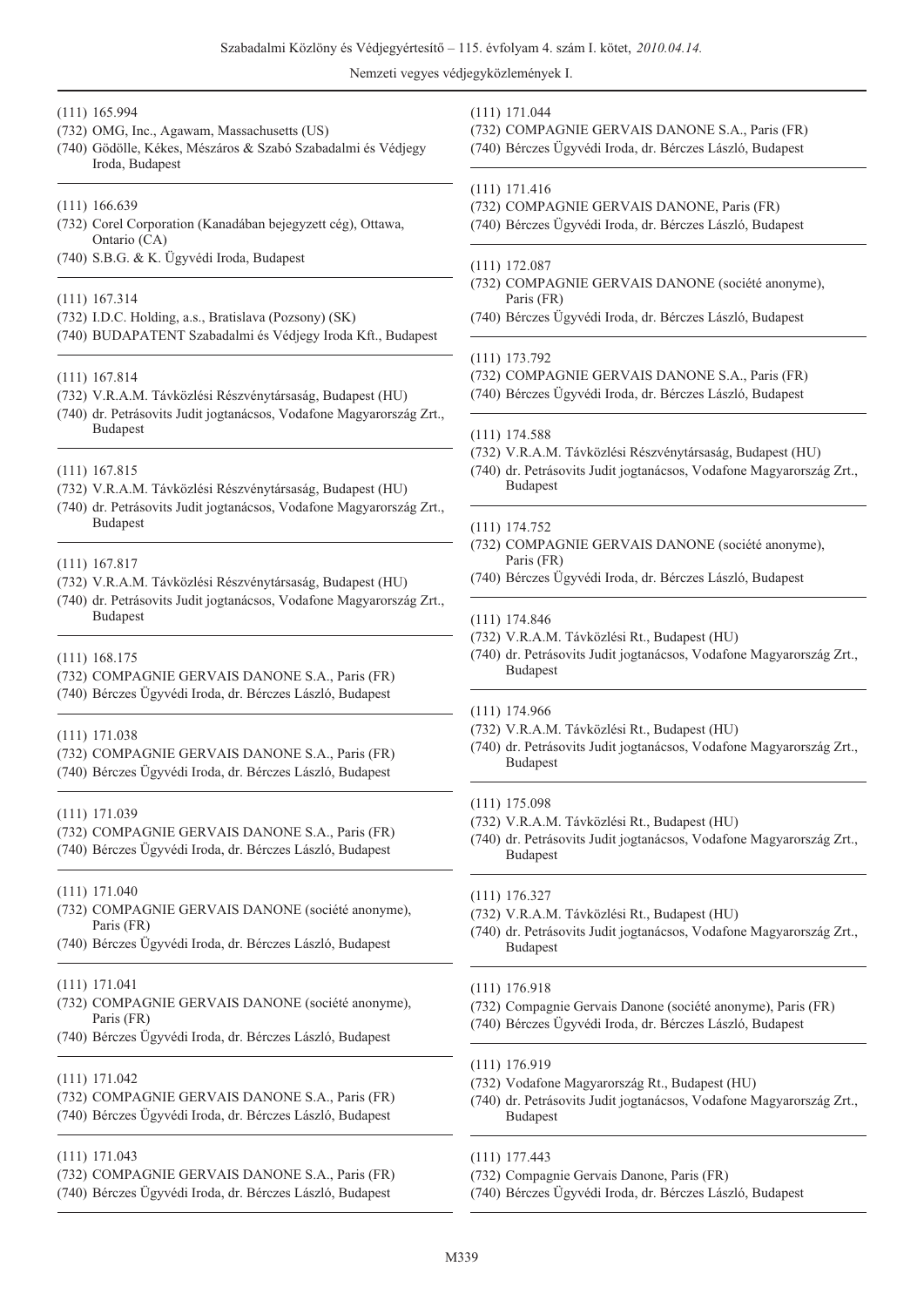(111) 165.994
(732) OMG, Inc., Agawam, Massachusetts (US)
(740) Gödölle, Kékes, Mészáros & Szabó Szabadalmi és Védjegy Iroda, Budapest

---

(111) 166.639
(732) Corel Corporation (Kanadában bejegyzett cég), Ottawa, Ontario (CA)
(740) S.B.G. & K. Ügyvédi Iroda, Budapest

---

(111) 167.314
(732) I.D.C. Holding, a.s., Bratislava (Pozsony) (SK)
(740) BUDAPATENT Szabadalmi és Védjegy Iroda Kft., Budapest

---

(111) 167.814
(732) V.R.A.M. Távközlési Részvénytársaság, Budapest (HU)
(740) dr. Petrásovits Judit jogtanácsos, Vodafone Magyarország Zrt., Budapest

---

(111) 167.815
(732) V.R.A.M. Távközlési Részvénytársaság, Budapest (HU)
(740) dr. Petrásovits Judit jogtanácsos, Vodafone Magyarország Zrt., Budapest

---

(111) 167.817
(732) V.R.A.M. Távközlési Részvénytársaság, Budapest (HU)
(740) dr. Petrásovits Judit jogtanácsos, Vodafone Magyarország Zrt., Budapest

---

(111) 168.175
(732) COMPAGNIE GERVAIS DANONE S.A., Paris (FR)
(740) Bérczes Ügyvédi Iroda, dr. Bérczes László, Budapest

---

(111) 171.038
(732) COMPAGNIE GERVAIS DANONE S.A., Paris (FR)
(740) Bérczes Ügyvédi Iroda, dr. Bérczes László, Budapest

---

(111) 171.039
(732) COMPAGNIE GERVAIS DANONE S.A., Paris (FR)
(740) Bérczes Ügyvédi Iroda, dr. Bérczes László, Budapest

---

(111) 171.040
(732) COMPAGNIE GERVAIS DANONE (société anonyme), Paris (FR)
(740) Bérczes Ügyvédi Iroda, dr. Bérczes László, Budapest

---

(111) 171.041
(732) COMPAGNIE GERVAIS DANONE (société anonyme), Paris (FR)
(740) Bérczes Ügyvédi Iroda, dr. Bérczes László, Budapest

---

(111) 171.042
(732) COMPAGNIE GERVAIS DANONE S.A., Paris (FR)
(740) Bérczes Ügyvédi Iroda, dr. Bérczes László, Budapest

---

(111) 171.043
(732) COMPAGNIE GERVAIS DANONE S.A., Paris (FR)
(740) Bérczes Ügyvédi Iroda, dr. Bérczes László, Budapest

---

(111) 171.044
(732) COMPAGNIE GERVAIS DANONE S.A., Paris (FR)
(740) Bérczes Ügyvédi Iroda, dr. Bérczes László, Budapest

---

(111) 171.416
(732) COMPAGNIE GERVAIS DANONE, Paris (FR)
(740) Bérczes Ügyvédi Iroda, dr. Bérczes László, Budapest

---

(111) 172.087
(732) COMPAGNIE GERVAIS DANONE (société anonyme), Paris (FR)
(740) Bérczes Ügyvédi Iroda, dr. Bérczes László, Budapest

---

(111) 173.792
(732) COMPAGNIE GERVAIS DANONE S.A., Paris (FR)
(740) Bérczes Ügyvédi Iroda, dr. Bérczes László, Budapest

---

(111) 174.588
(732) V.R.A.M. Távközlési Részvénytársaság, Budapest (HU)
(740) dr. Petrásovits Judit jogtanácsos, Vodafone Magyarország Zrt., Budapest

---

(111) 174.752
(732) COMPAGNIE GERVAIS DANONE (société anonyme), Paris (FR)
(740) Bérczes Ügyvédi Iroda, dr. Bérczes László, Budapest

---

(111) 174.846
(732) V.R.A.M. Távközlési Rt., Budapest (HU)
(740) dr. Petrásovits Judit jogtanácsos, Vodafone Magyarország Zrt., Budapest

---

(111) 174.966
(732) V.R.A.M. Távközlési Rt., Budapest (HU)
(740) dr. Petrásovits Judit jogtanácsos, Vodafone Magyarország Zrt., Budapest

---

(111) 175.098
(732) V.R.A.M. Távközlési Rt., Budapest (HU)
(740) dr. Petrásovits Judit jogtanácsos, Vodafone Magyarország Zrt., Budapest

---

(111) 176.327
(732) V.R.A.M. Távközlési Rt., Budapest (HU)
(740) dr. Petrásovits Judit jogtanácsos, Vodafone Magyarország Zrt., Budapest

---

(111) 176.918
(732) Compagnie Gervais Danone (société anonyme), Paris (FR)
(740) Bérczes Ügyvédi Iroda, dr. Bérczes László, Budapest

---

(111) 176.919
(732) Vodafone Magyarország Rt., Budapest (HU)
(740) dr. Petrásovits Judit jogtanácsos, Vodafone Magyarország Zrt., Budapest

---

(111) 177.443
(732) Compagnie Gervais Danone, Paris (FR)
(740) Bérczes Ügyvédi Iroda, dr. Bérczes László, Budapest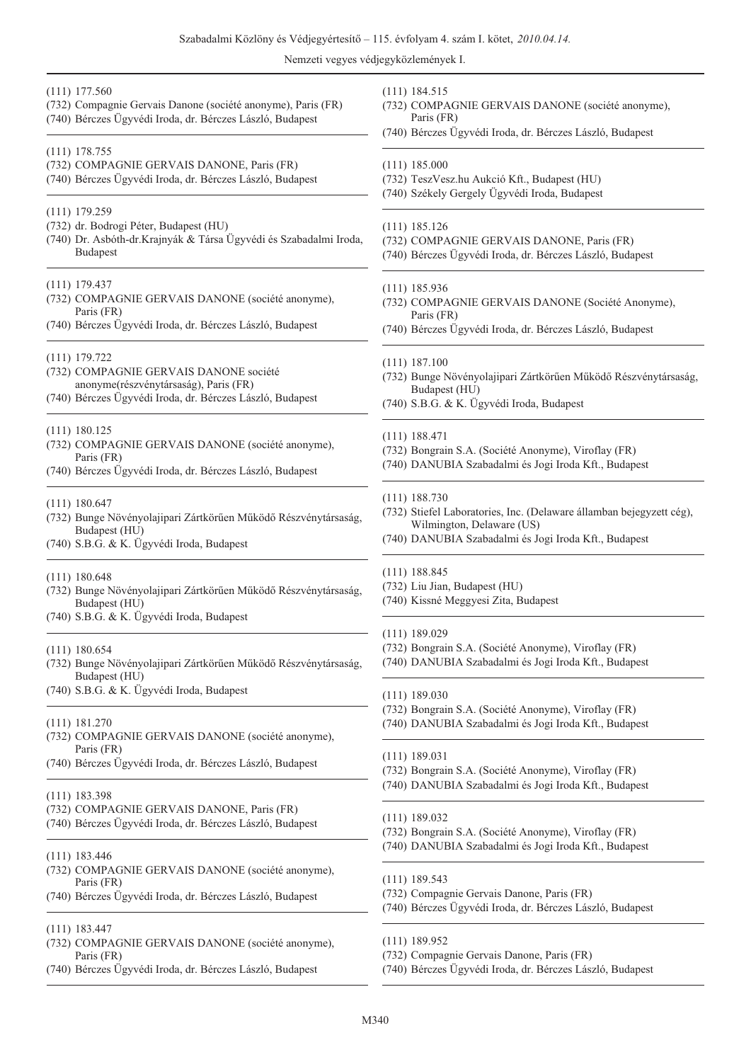(111) 177.560
(732) Compagnie Gervais Danone (société anonyme), Paris (FR)
(740) Bérczes Ügyvédi Iroda, dr. Bérczes László, Budapest

---

(111) 178.755
(732) COMPAGNIE GERVAIS DANONE, Paris (FR)
(740) Bérczes Ügyvédi Iroda, dr. Bérczes László, Budapest

---

(111) 179.259
(732) dr. Bodrogi Péter, Budapest (HU)
(740) Dr. Asbóth-dr.Krajnyák & Társa Ügyvédi és Szabadalmi Iroda, Budapest

---

(111) 179.437
(732) COMPAGNIE GERVAIS DANONE (société anonyme), Paris (FR)
(740) Bérczes Ügyvédi Iroda, dr. Bérczes László, Budapest

---

(111) 179.722
(732) COMPAGNIE GERVAIS DANONE société anonyme(részvénytársaság), Paris (FR)
(740) Bérczes Ügyvédi Iroda, dr. Bérczes László, Budapest

---

(111) 180.125
(732) COMPAGNIE GERVAIS DANONE (société anonyme), Paris (FR)
(740) Bérczes Ügyvédi Iroda, dr. Bérczes László, Budapest

---

(111) 180.647
(732) Bunge Növényolajipari Zártkörűen Működő Részvénytársaság, Budapest (HU)
(740) S.B.G. & K. Ügyvédi Iroda, Budapest

---

(111) 180.648
(732) Bunge Növényolajipari Zártkörűen Működő Részvénytársaság, Budapest (HU)
(740) S.B.G. & K. Ügyvédi Iroda, Budapest

---

(111) 180.654
(732) Bunge Növényolajipari Zártkörűen Működő Részvénytársaság, Budapest (HU)
(740) S.B.G. & K. Ügyvédi Iroda, Budapest

---

(111) 181.270
(732) COMPAGNIE GERVAIS DANONE (société anonyme), Paris (FR)
(740) Bérczes Ügyvédi Iroda, dr. Bérczes László, Budapest

---

(111) 183.398
(732) COMPAGNIE GERVAIS DANONE, Paris (FR)
(740) Bérczes Ügyvédi Iroda, dr. Bérczes László, Budapest

---

(111) 183.446
(732) COMPAGNIE GERVAIS DANONE (société anonyme), Paris (FR)
(740) Bérczes Ügyvédi Iroda, dr. Bérczes László, Budapest

---

(111) 183.447
(732) COMPAGNIE GERVAIS DANONE (société anonyme), Paris (FR)
(740) Bérczes Ügyvédi Iroda, dr. Bérczes László, Budapest

---

(111) 184.515
(732) COMPAGNIE GERVAIS DANONE (société anonyme), Paris (FR)
(740) Bérczes Ügyvédi Iroda, dr. Bérczes László, Budapest

---

(111) 185.000
(732) TeszVesz.hu Aukció Kft., Budapest (HU)
(740) Székely Gergely Ügyvédi Iroda, Budapest

---

(111) 185.126
(732) COMPAGNIE GERVAIS DANONE, Paris (FR)
(740) Bérczes Ügyvédi Iroda, dr. Bérczes László, Budapest

---

(111) 185.936
(732) COMPAGNIE GERVAIS DANONE (Société Anonyme), Paris (FR)
(740) Bérczes Ügyvédi Iroda, dr. Bérczes László, Budapest

---

(111) 187.100
(732) Bunge Növényolajipari Zártkörűen Működő Részvénytársaság, Budapest (HU)
(740) S.B.G. & K. Ügyvédi Iroda, Budapest

---

(111) 188.471
(732) Bongrain S.A. (Société Anonyme), Viroflay (FR)
(740) DANUBIA Szabadalmi és Jogi Iroda Kft., Budapest

---

(111) 188.730
(732) Stiefel Laboratories, Inc. (Delaware államban bejegyzett cég), Wilmington, Delaware (US)
(740) DANUBIA Szabadalmi és Jogi Iroda Kft., Budapest

---

(111) 188.845
(732) Liu Jian, Budapest (HU)
(740) Kissné Meggyesi Zita, Budapest

---

(111) 189.029
(732) Bongrain S.A. (Société Anonyme), Viroflay (FR)
(740) DANUBIA Szabadalmi és Jogi Iroda Kft., Budapest

---

(111) 189.030
(732) Bongrain S.A. (Société Anonyme), Viroflay (FR)
(740) DANUBIA Szabadalmi és Jogi Iroda Kft., Budapest

---

(111) 189.031
(732) Bongrain S.A. (Société Anonyme), Viroflay (FR)
(740) DANUBIA Szabadalmi és Jogi Iroda Kft., Budapest

---

(111) 189.032
(732) Bongrain S.A. (Société Anonyme), Viroflay (FR)
(740) DANUBIA Szabadalmi és Jogi Iroda Kft., Budapest

---

(111) 189.543
(732) Compagnie Gervais Danone, Paris (FR)
(740) Bérczes Ügyvédi Iroda, dr. Bérczes László, Budapest

---

(111) 189.952
(732) Compagnie Gervais Danone, Paris (FR)
(740) Bérczes Ügyvédi Iroda, dr. Bérczes László, Budapest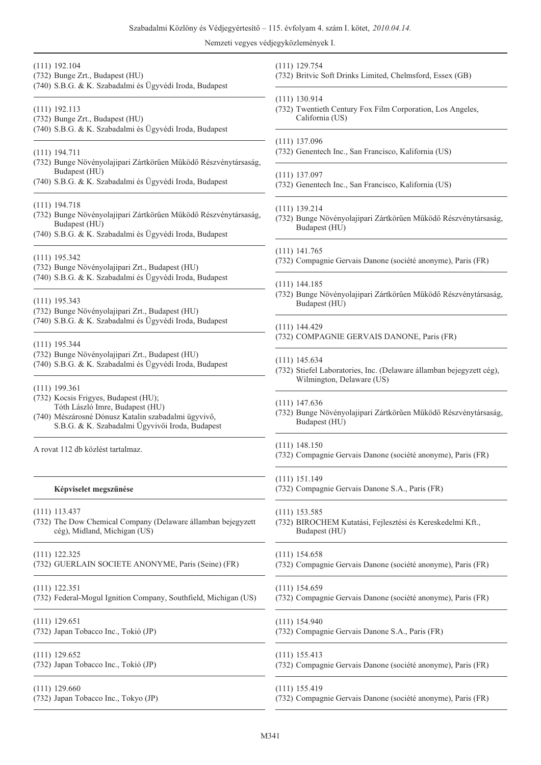(111) 192.104
(732) Bunge Zrt., Budapest (HU)
(740) S.B.G. & K. Szabadalmi és Ügyvédi Iroda, Budapest

(111) 192.113
(732) Bunge Zrt., Budapest (HU)
(740) S.B.G. & K. Szabadalmi és Ügyvédi Iroda, Budapest

(111) 194.711
(732) Bunge Növényolajipari Zártkörűen Működő Részvénytársaság, Budapest (HU)
(740) S.B.G. & K. Szabadalmi és Ügyvédi Iroda, Budapest

(111) 194.718
(732) Bunge Növényolajipari Zártkörűen Működő Részvénytársaság, Budapest (HU)
(740) S.B.G. & K. Szabadalmi és Ügyvédi Iroda, Budapest

(111) 195.342
(732) Bunge Növényolajipari Zrt., Budapest (HU)
(740) S.B.G. & K. Szabadalmi és Ügyvédi Iroda, Budapest

(111) 195.343
(732) Bunge Növényolajipari Zrt., Budapest (HU)
(740) S.B.G. & K. Szabadalmi és Ügyvédi Iroda, Budapest

(111) 195.344
(732) Bunge Növényolajipari Zrt., Budapest (HU)
(740) S.B.G. & K. Szabadalmi és Ügyvédi Iroda, Budapest

(111) 199.361
(732) Kocsis Frigyes, Budapest (HU);
Tóth László Imre, Budapest (HU)
(740) Mészárosné Dónusz Katalin szabadalmi ügyvivő, S.B.G. & K. Szabadalmi Ügyvivői Iroda, Budapest

A rovat 112 db közlést tartalmaz.

## Képviselet megszűnése

(111) 113.437
(732) The Dow Chemical Company (Delaware államban bejegyzett cég), Midland, Michigan (US)

(111) 122.325
(732) GUERLAIN SOCIETE ANONYME, Paris (Seine) (FR)

(111) 122.351
(732) Federal-Mogul Ignition Company, Southfield, Michigan (US)

(111) 129.651
(732) Japan Tobacco Inc., Tokió (JP)

(111) 129.652
(732) Japan Tobacco Inc., Tokió (JP)

(111) 129.660
(732) Japan Tobacco Inc., Tokyo (JP)

(111) 129.754
(732) Britvic Soft Drinks Limited, Chelmsford, Essex (GB)

(111) 130.914
(732) Twentieth Century Fox Film Corporation, Los Angeles, California (US)

(111) 137.096
(732) Genentech Inc., San Francisco, Kalifornia (US)

(111) 137.097
(732) Genentech Inc., San Francisco, Kalifornia (US)

(111) 139.214
(732) Bunge Növényolajipari Zártkörűen Működő Részvénytársaság, Budapest (HU)

(111) 141.765
(732) Compagnie Gervais Danone (société anonyme), Paris (FR)

(111) 144.185
(732) Bunge Növényolajipari Zártkörűen Működő Részvénytársaság, Budapest (HU)

(111) 144.429
(732) COMPAGNIE GERVAIS DANONE, Paris (FR)

(111) 145.634
(732) Stiefel Laboratories, Inc. (Delaware államban bejegyzett cég), Wilmington, Delaware (US)

(111) 147.636
(732) Bunge Növényolajipari Zártkörűen Működő Részvénytársaság, Budapest (HU)

(111) 148.150
(732) Compagnie Gervais Danone (société anonyme), Paris (FR)

(111) 151.149
(732) Compagnie Gervais Danone S.A., Paris (FR)

(111) 153.585
(732) BIROCHEM Kutatási, Fejlesztési és Kereskedelmi Kft., Budapest (HU)

(111) 154.658
(732) Compagnie Gervais Danone (société anonyme), Paris (FR)

(111) 154.659
(732) Compagnie Gervais Danone (société anonyme), Paris (FR)

(111) 154.940
(732) Compagnie Gervais Danone S.A., Paris (FR)

(111) 155.413
(732) Compagnie Gervais Danone (société anonyme), Paris (FR)

(111) 155.419
(732) Compagnie Gervais Danone (société anonyme), Paris (FR)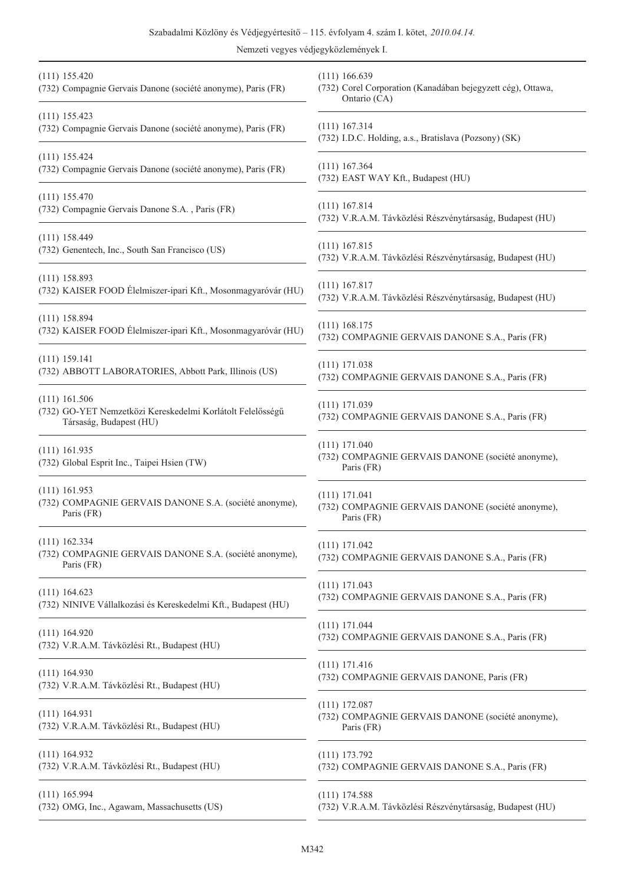(111) 155.420
(732) Compagnie Gervais Danone (société anonyme), Paris (FR)

(111) 155.423
(732) Compagnie Gervais Danone (société anonyme), Paris (FR)

(111) 155.424
(732) Compagnie Gervais Danone (société anonyme), Paris (FR)

(111) 155.470
(732) Compagnie Gervais Danone S.A. , Paris (FR)

(111) 158.449
(732) Genentech, Inc., South San Francisco (US)

(111) 158.893
(732) KAISER FOOD Élelmiszer-ipari Kft., Mosonmagyaróvár (HU)

(111) 158.894
(732) KAISER FOOD Élelmiszer-ipari Kft., Mosonmagyaróvár (HU)

(111) 159.141
(732) ABBOTT LABORATORIES, Abbott Park, Illinois (US)

(111) 161.506
(732) GO-YET Nemzetközi Kereskedelmi Korlátolt Felelősségű Társaság, Budapest (HU)

(111) 161.935
(732) Global Esprit Inc., Taipei Hsien (TW)

(111) 161.953
(732) COMPAGNIE GERVAIS DANONE S.A. (société anonyme), Paris (FR)

(111) 162.334
(732) COMPAGNIE GERVAIS DANONE S.A. (société anonyme), Paris (FR)

(111) 164.623
(732) NINIVE Vállalkozási és Kereskedelmi Kft., Budapest (HU)

(111) 164.920
(732) V.R.A.M. Távközlési Rt., Budapest (HU)

(111) 164.930
(732) V.R.A.M. Távközlési Rt., Budapest (HU)

(111) 164.931
(732) V.R.A.M. Távközlési Rt., Budapest (HU)

(111) 164.932
(732) V.R.A.M. Távközlési Rt., Budapest (HU)

(111) 165.994
(732) OMG, Inc., Agawam, Massachusetts (US)

(111) 166.639
(732) Corel Corporation (Kanadában bejegyzett cég), Ottawa, Ontario (CA)

(111) 167.314
(732) I.D.C. Holding, a.s., Bratislava (Pozsony) (SK)

(111) 167.364
(732) EAST WAY Kft., Budapest (HU)

(111) 167.814
(732) V.R.A.M. Távközlési Részvénytársaság, Budapest (HU)

(111) 167.815
(732) V.R.A.M. Távközlési Részvénytársaság, Budapest (HU)

(111) 167.817
(732) V.R.A.M. Távközlési Részvénytársaság, Budapest (HU)

(111) 168.175
(732) COMPAGNIE GERVAIS DANONE S.A., Paris (FR)

(111) 171.038
(732) COMPAGNIE GERVAIS DANONE S.A., Paris (FR)

(111) 171.039
(732) COMPAGNIE GERVAIS DANONE S.A., Paris (FR)

(111) 171.040
(732) COMPAGNIE GERVAIS DANONE (société anonyme), Paris (FR)

(111) 171.041
(732) COMPAGNIE GERVAIS DANONE (société anonyme), Paris (FR)

(111) 171.042
(732) COMPAGNIE GERVAIS DANONE S.A., Paris (FR)

(111) 171.043
(732) COMPAGNIE GERVAIS DANONE S.A., Paris (FR)

(111) 171.044
(732) COMPAGNIE GERVAIS DANONE S.A., Paris (FR)

(111) 171.416
(732) COMPAGNIE GERVAIS DANONE, Paris (FR)

(111) 172.087
(732) COMPAGNIE GERVAIS DANONE (société anonyme), Paris (FR)

(111) 173.792
(732) COMPAGNIE GERVAIS DANONE S.A., Paris (FR)

(111) 174.588
(732) V.R.A.M. Távközlési Részvénytársaság, Budapest (HU)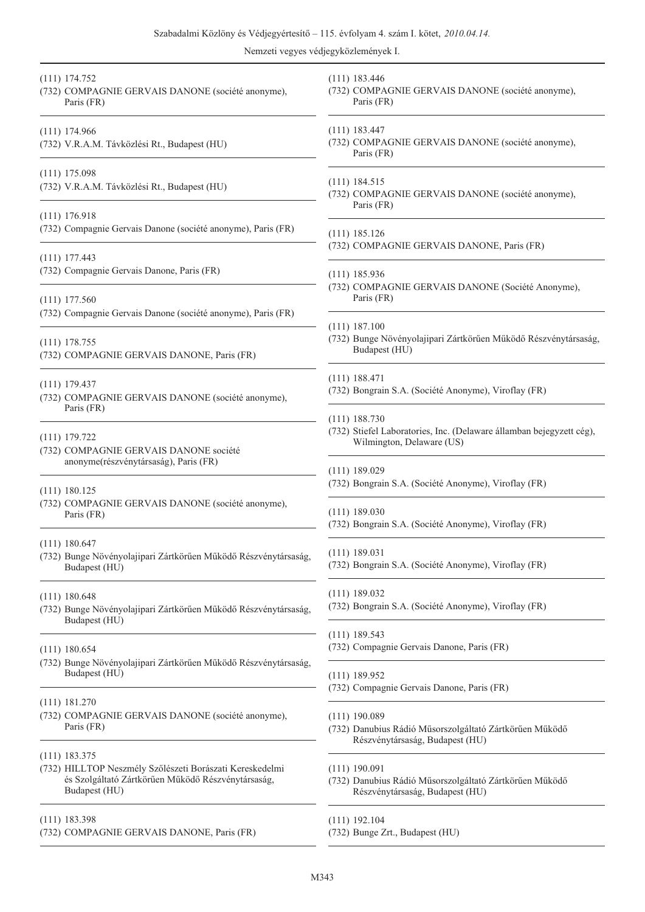(111) 174.752
(732) COMPAGNIE GERVAIS DANONE (société anonyme), Paris (FR)

(111) 174.966
(732) V.R.A.M. Távközlési Rt., Budapest (HU)

(111) 175.098
(732) V.R.A.M. Távközlési Rt., Budapest (HU)

(111) 176.918
(732) Compagnie Gervais Danone (société anonyme), Paris (FR)

(111) 177.443
(732) Compagnie Gervais Danone, Paris (FR)

(111) 177.560
(732) Compagnie Gervais Danone (société anonyme), Paris (FR)

(111) 178.755
(732) COMPAGNIE GERVAIS DANONE, Paris (FR)

(111) 179.437
(732) COMPAGNIE GERVAIS DANONE (société anonyme), Paris (FR)

(111) 179.722
(732) COMPAGNIE GERVAIS DANONE société anonyme(részvénytársaság), Paris (FR)

(111) 180.125
(732) COMPAGNIE GERVAIS DANONE (société anonyme), Paris (FR)

(111) 180.647
(732) Bunge Növényolajipari Zártkörűen Működő Részvénytársaság, Budapest (HU)

(111) 180.648
(732) Bunge Növényolajipari Zártkörűen Működő Részvénytársaság, Budapest (HU)

(111) 180.654
(732) Bunge Növényolajipari Zártkörűen Működő Részvénytársaság, Budapest (HU)

(111) 181.270
(732) COMPAGNIE GERVAIS DANONE (société anonyme), Paris (FR)

(111) 183.375
(732) HILLTOP Neszmély Szőlészeti Borászati Kereskedelmi és Szolgáltató Zártkörűen Működő Részvénytársaság, Budapest (HU)

(111) 183.398
(732) COMPAGNIE GERVAIS DANONE, Paris (FR)

(111) 183.446
(732) COMPAGNIE GERVAIS DANONE (société anonyme), Paris (FR)

(111) 183.447
(732) COMPAGNIE GERVAIS DANONE (société anonyme), Paris (FR)

(111) 184.515
(732) COMPAGNIE GERVAIS DANONE (société anonyme), Paris (FR)

(111) 185.126
(732) COMPAGNIE GERVAIS DANONE, Paris (FR)

(111) 185.936
(732) COMPAGNIE GERVAIS DANONE (Société Anonyme), Paris (FR)

(111) 187.100
(732) Bunge Növényolajipari Zártkörűen Működő Részvénytársaság, Budapest (HU)

(111) 188.471
(732) Bongrain S.A. (Société Anonyme), Viroflay (FR)

(111) 188.730
(732) Stiefel Laboratories, Inc. (Delaware államban bejegyzett cég), Wilmington, Delaware (US)

(111) 189.029
(732) Bongrain S.A. (Société Anonyme), Viroflay (FR)

(111) 189.030
(732) Bongrain S.A. (Société Anonyme), Viroflay (FR)

(111) 189.031
(732) Bongrain S.A. (Société Anonyme), Viroflay (FR)

(111) 189.032
(732) Bongrain S.A. (Société Anonyme), Viroflay (FR)

(111) 189.543
(732) Compagnie Gervais Danone, Paris (FR)

(111) 189.952
(732) Compagnie Gervais Danone, Paris (FR)

(111) 190.089
(732) Danubius Rádió Műsorszolgáltató Zártkörűen Működő Részvénytársaság, Budapest (HU)

(111) 190.091
(732) Danubius Rádió Műsorszolgáltató Zártkörűen Működő Részvénytársaság, Budapest (HU)

(111) 192.104
(732) Bunge Zrt., Budapest (HU)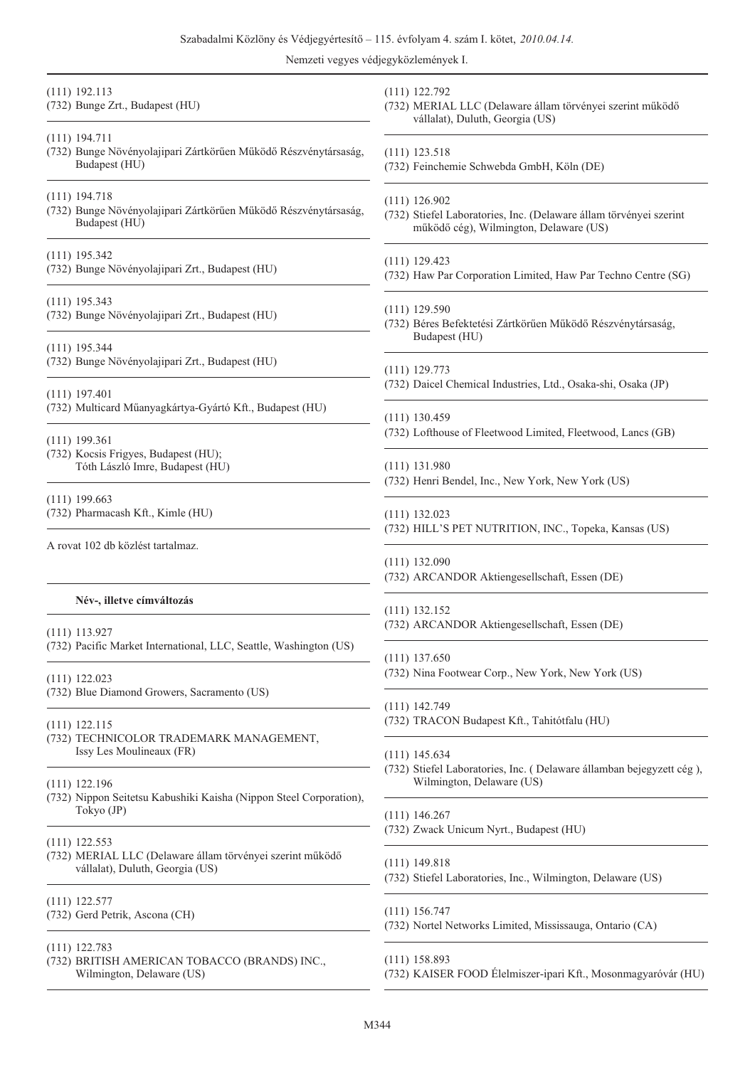(111) 192.113
(732) Bunge Zrt., Budapest (HU)

(111) 194.711
(732) Bunge Növényolajipari Zártkörűen Működő Részvénytársaság, Budapest (HU)

(111) 194.718
(732) Bunge Növényolajipari Zártkörűen Működő Részvénytársaság, Budapest (HU)

(111) 195.342
(732) Bunge Növényolajipari Zrt., Budapest (HU)

(111) 195.343
(732) Bunge Növényolajipari Zrt., Budapest (HU)

(111) 195.344
(732) Bunge Növényolajipari Zrt., Budapest (HU)

(111) 197.401
(732) Multicard Műanyagkártya-Gyártó Kft., Budapest (HU)

(111) 199.361
(732) Kocsis Frigyes, Budapest (HU);
Tóth László Imre, Budapest (HU)

(111) 199.663
(732) Pharmacash Kft., Kimle (HU)

A rovat 102 db közlést tartalmaz.

**Név-, illetve címváltozás**

(111) 113.927
(732) Pacific Market International, LLC, Seattle, Washington (US)

(111) 122.023
(732) Blue Diamond Growers, Sacramento (US)

(111) 122.115
(732) TECHNICOLOR TRADEMARK MANAGEMENT, Issy Les Moulineaux (FR)

(111) 122.196
(732) Nippon Seitetsu Kabushiki Kaisha (Nippon Steel Corporation), Tokyo (JP)

(111) 122.553
(732) MERIAL LLC (Delaware állam törvényei szerint működő vállalat), Duluth, Georgia (US)

(111) 122.577
(732) Gerd Petrik, Ascona (CH)

(111) 122.783
(732) BRITISH AMERICAN TOBACCO (BRANDS) INC., Wilmington, Delaware (US)

(111) 122.792
(732) MERIAL LLC (Delaware állam törvényei szerint működő vállalat), Duluth, Georgia (US)

(111) 123.518
(732) Feinchemie Schwebda GmbH, Köln (DE)

(111) 126.902
(732) Stiefel Laboratories, Inc. (Delaware állam törvényei szerint működő cég), Wilmington, Delaware (US)

(111) 129.423
(732) Haw Par Corporation Limited, Haw Par Techno Centre (SG)

(111) 129.590
(732) Béres Befektetési Zártkörűen Működő Részvénytársaság, Budapest (HU)

(111) 129.773
(732) Daicel Chemical Industries, Ltd., Osaka-shi, Osaka (JP)

(111) 130.459
(732) Lofthouse of Fleetwood Limited, Fleetwood, Lancs (GB)

(111) 131.980
(732) Henri Bendel, Inc., New York, New York (US)

(111) 132.023
(732) HILL'S PET NUTRITION, INC., Topeka, Kansas (US)

(111) 132.090
(732) ARCANDOR Aktiengesellschaft, Essen (DE)

(111) 132.152
(732) ARCANDOR Aktiengesellschaft, Essen (DE)

(111) 137.650
(732) Nina Footwear Corp., New York, New York (US)

(111) 142.749
(732) TRACON Budapest Kft., Tahitótfalu (HU)

(111) 145.634
(732) Stiefel Laboratories, Inc. ( Delaware államban bejegyzett cég ), Wilmington, Delaware (US)

(111) 146.267
(732) Zwack Unicum Nyrt., Budapest (HU)

(111) 149.818
(732) Stiefel Laboratories, Inc., Wilmington, Delaware (US)

(111) 156.747
(732) Nortel Networks Limited, Mississauga, Ontario (CA)

(111) 158.893
(732) KAISER FOOD Élelmiszer-ipari Kft., Mosonmagyaróvár (HU)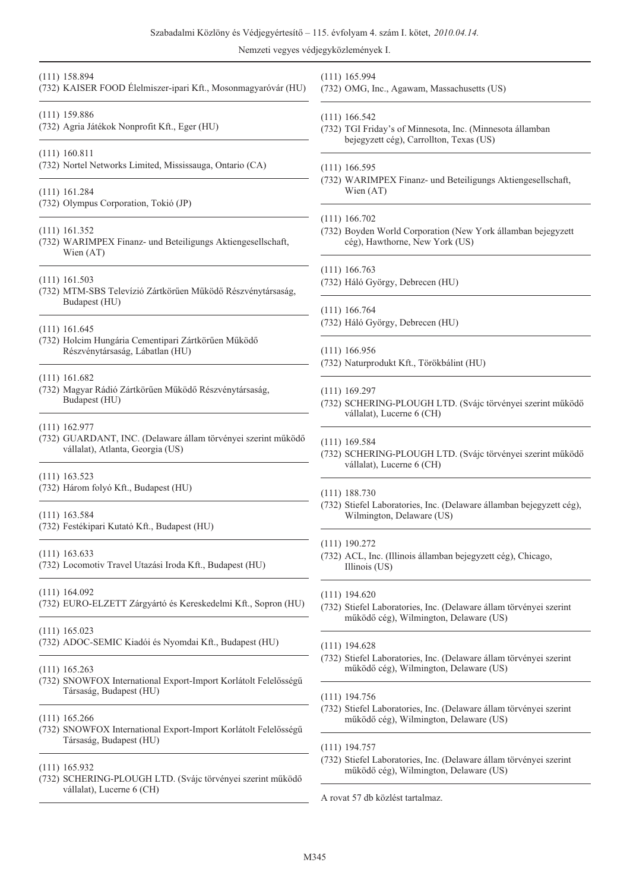(111) 158.894
(732) KAISER FOOD Élelmiszer-ipari Kft., Mosonmagyaróvár (HU)

---

(111) 159.886
(732) Agria Játékok Nonprofit Kft., Eger (HU)

---

(111) 160.811
(732) Nortel Networks Limited, Mississauga, Ontario (CA)

---

(111) 161.284
(732) Olympus Corporation, Tokió (JP)

---

(111) 161.352
(732) WARIMPEX Finanz- und Beteiligungs Aktiengesellschaft, Wien (AT)

---

(111) 161.503
(732) MTM-SBS Televízió Zártkörűen Működő Részvénytársaság, Budapest (HU)

---

(111) 161.645
(732) Holcim Hungária Cementipari Zártkörűen Működő Részvénytársaság, Lábatlan (HU)

---

(111) 161.682
(732) Magyar Rádió Zártkörűen Működő Részvénytársaság, Budapest (HU)

---

(111) 162.977
(732) GUARDANT, INC. (Delaware állam törvényei szerint működő vállalat), Atlanta, Georgia (US)

---

(111) 163.523
(732) Három folyó Kft., Budapest (HU)

---

(111) 163.584
(732) Festékipari Kutató Kft., Budapest (HU)

---

(111) 163.633
(732) Locomotiv Travel Utazási Iroda Kft., Budapest (HU)

---

(111) 164.092
(732) EURO-ELZETT Zárgyártó és Kereskedelmi Kft., Sopron (HU)

---

(111) 165.023
(732) ADOC-SEMIC Kiadói és Nyomdai Kft., Budapest (HU)

---

(111) 165.263
(732) SNOWFOX International Export-Import Korlátolt Felelősségű Társaság, Budapest (HU)

---

(111) 165.266
(732) SNOWFOX International Export-Import Korlátolt Felelősségű Társaság, Budapest (HU)

---

(111) 165.932
(732) SCHERING-PLOUGH LTD. (Svájc törvényei szerint működő vállalat), Lucerne 6 (CH)

---

(111) 165.994
(732) OMG, Inc., Agawam, Massachusetts (US)

---

(111) 166.542
(732) TGI Friday's of Minnesota, Inc. (Minnesota államban bejegyzett cég), Carrollton, Texas (US)

---

(111) 166.595
(732) WARIMPEX Finanz- und Beteiligungs Aktiengesellschaft, Wien (AT)

---

(111) 166.702
(732) Boyden World Corporation (New York államban bejegyzett cég), Hawthorne, New York (US)

---

(111) 166.763
(732) Háló György, Debrecen (HU)

---

(111) 166.764
(732) Háló György, Debrecen (HU)

---

(111) 166.956
(732) Naturprodukt Kft., Törökbálint (HU)

---

(111) 169.297
(732) SCHERING-PLOUGH LTD. (Svájc törvényei szerint működő vállalat), Lucerne 6 (CH)

---

(111) 169.584
(732) SCHERING-PLOUGH LTD. (Svájc törvényei szerint működő vállalat), Lucerne 6 (CH)

---

(111) 188.730
(732) Stiefel Laboratories, Inc. (Delaware államban bejegyzett cég), Wilmington, Delaware (US)

---

(111) 190.272
(732) ACL, Inc. (Illinois államban bejegyzett cég), Chicago, Illinois (US)

---

(111) 194.620
(732) Stiefel Laboratories, Inc. (Delaware állam törvényei szerint működő cég), Wilmington, Delaware (US)

---

(111) 194.628
(732) Stiefel Laboratories, Inc. (Delaware állam törvényei szerint működő cég), Wilmington, Delaware (US)

---

(111) 194.756
(732) Stiefel Laboratories, Inc. (Delaware állam törvényei szerint működő cég), Wilmington, Delaware (US)

---

(111) 194.757
(732) Stiefel Laboratories, Inc. (Delaware állam törvényei szerint működő cég), Wilmington, Delaware (US)

---

A rovat 57 db közlést tartalmaz.